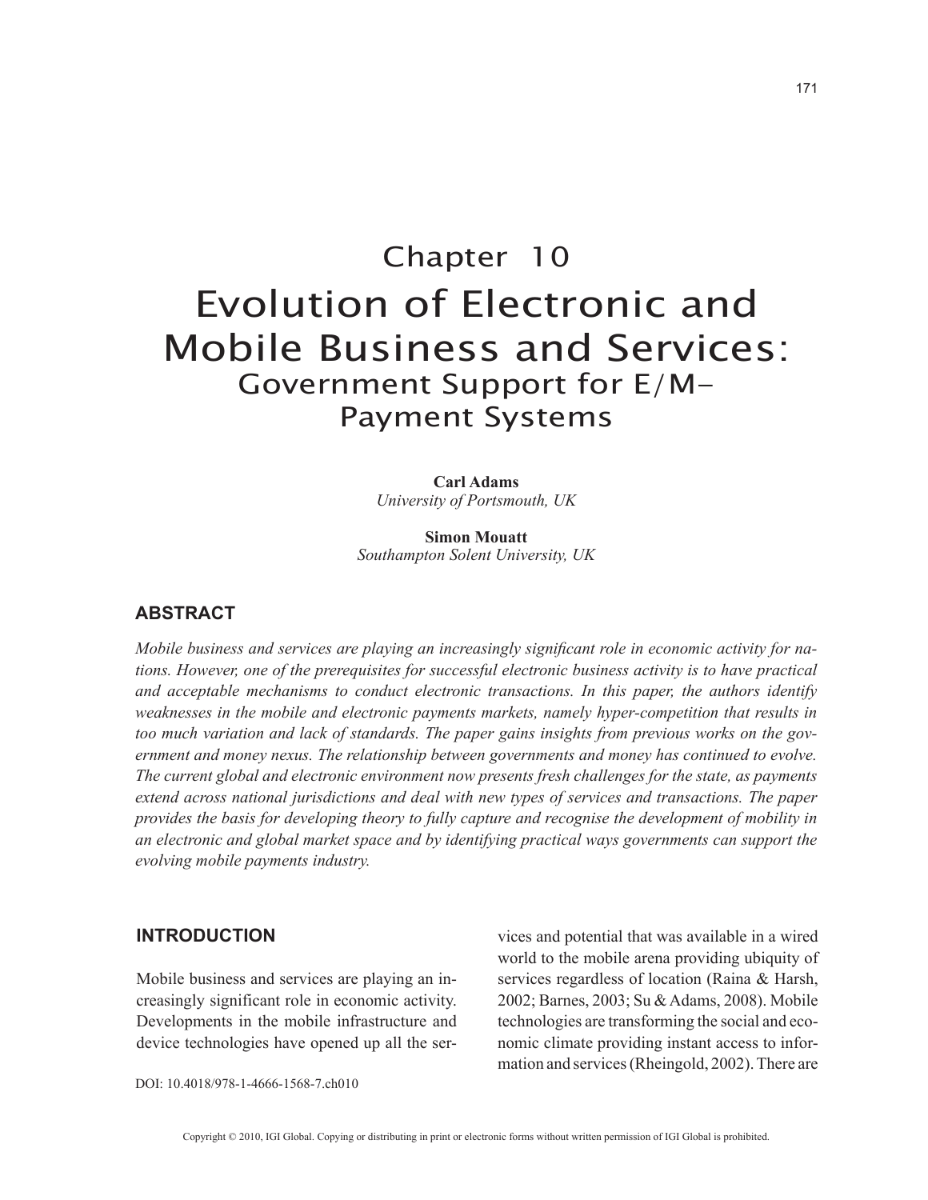# Chapter 10

# Evolution of Electronic and Mobile Business and Services:

## Government Support for E/M-Payment Systems

**Carl Adams**
*University of Portsmouth, UK*

**Simon Mouatt**
*Southampton Solent University, UK*

## ABSTRACT

*Mobile business and services are playing an increasingly significant role in economic activity for nations. However, one of the prerequisites for successful electronic business activity is to have practical and acceptable mechanisms to conduct electronic transactions. In this paper, the authors identify weaknesses in the mobile and electronic payments markets, namely hyper-competition that results in too much variation and lack of standards. The paper gains insights from previous works on the government and money nexus. The relationship between governments and money has continued to evolve. The current global and electronic environment now presents fresh challenges for the state, as payments extend across national jurisdictions and deal with new types of services and transactions. The paper provides the basis for developing theory to fully capture and recognise the development of mobility in an electronic and global market space and by identifying practical ways governments can support the evolving mobile payments industry.*

## INTRODUCTION

Mobile business and services are playing an increasingly significant role in economic activity. Developments in the mobile infrastructure and device technologies have opened up all the services and potential that was available in a wired world to the mobile arena providing ubiquity of services regardless of location (Raina & Harsh, 2002; Barnes, 2003; Su & Adams, 2008). Mobile technologies are transforming the social and economic climate providing instant access to information and services (Rheingold, 2002). There are

DOI: 10.4018/978-1-4666-1568-7.ch010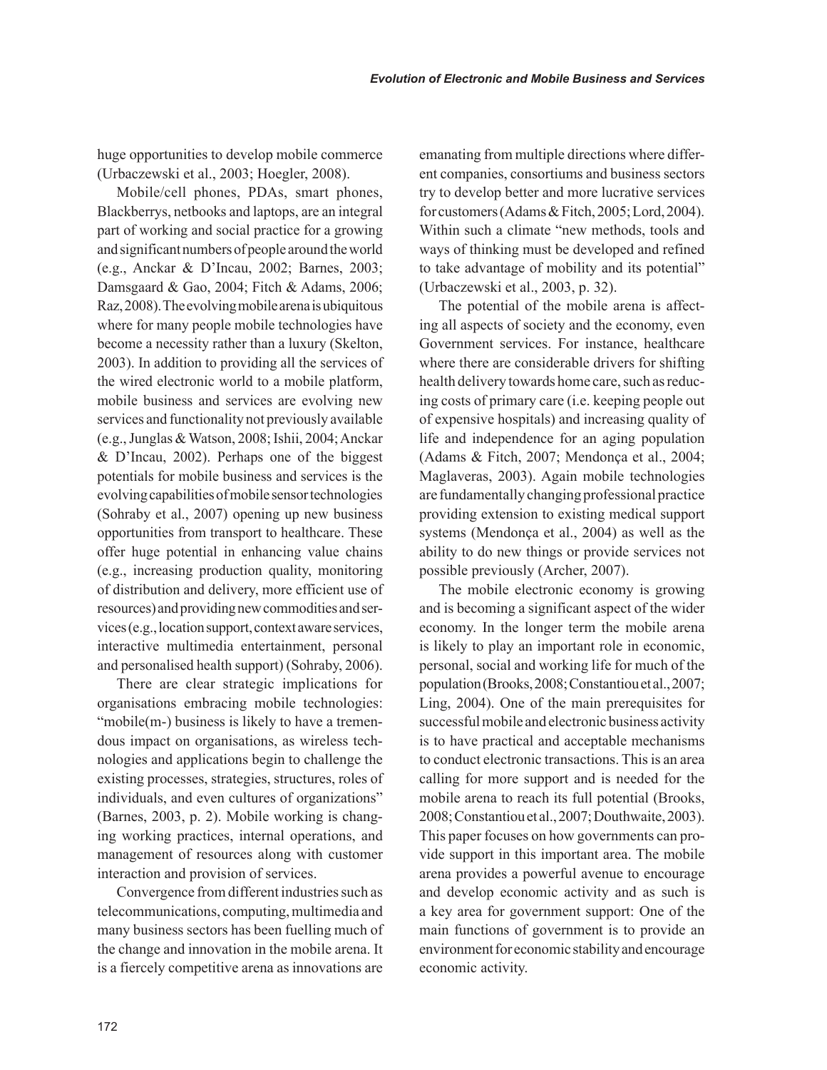huge opportunities to develop mobile commerce (Urbaczewski et al., 2003; Hoegler, 2008).

Mobile/cell phones, PDAs, smart phones, Blackberrys, netbooks and laptops, are an integral part of working and social practice for a growing and significant numbers of people around the world (e.g., Anckar & D'Incau, 2002; Barnes, 2003; Damsgaard & Gao, 2004; Fitch & Adams, 2006; Raz, 2008). The evolving mobile arena is ubiquitous where for many people mobile technologies have become a necessity rather than a luxury (Skelton, 2003). In addition to providing all the services of the wired electronic world to a mobile platform, mobile business and services are evolving new services and functionality not previously available (e.g., Junglas & Watson, 2008; Ishii, 2004; Anckar & D'Incau, 2002). Perhaps one of the biggest potentials for mobile business and services is the evolving capabilities of mobile sensor technologies (Sohraby et al., 2007) opening up new business opportunities from transport to healthcare. These offer huge potential in enhancing value chains (e.g., increasing production quality, monitoring of distribution and delivery, more efficient use of resources) and providing new commodities and services (e.g., location support, context aware services, interactive multimedia entertainment, personal and personalised health support) (Sohraby, 2006).

There are clear strategic implications for organisations embracing mobile technologies: "mobile(m-) business is likely to have a tremendous impact on organisations, as wireless technologies and applications begin to challenge the existing processes, strategies, structures, roles of individuals, and even cultures of organizations" (Barnes, 2003, p. 2). Mobile working is changing working practices, internal operations, and management of resources along with customer interaction and provision of services.

Convergence from different industries such as telecommunications, computing, multimedia and many business sectors has been fuelling much of the change and innovation in the mobile arena. It is a fiercely competitive arena as innovations are emanating from multiple directions where different companies, consortiums and business sectors try to develop better and more lucrative services for customers (Adams & Fitch, 2005; Lord, 2004). Within such a climate "new methods, tools and ways of thinking must be developed and refined to take advantage of mobility and its potential" (Urbaczewski et al., 2003, p. 32).

The potential of the mobile arena is affecting all aspects of society and the economy, even Government services. For instance, healthcare where there are considerable drivers for shifting health delivery towards home care, such as reducing costs of primary care (i.e. keeping people out of expensive hospitals) and increasing quality of life and independence for an aging population (Adams & Fitch, 2007; Mendonça et al., 2004; Maglaveras, 2003). Again mobile technologies are fundamentally changing professional practice providing extension to existing medical support systems (Mendonça et al., 2004) as well as the ability to do new things or provide services not possible previously (Archer, 2007).

The mobile electronic economy is growing and is becoming a significant aspect of the wider economy. In the longer term the mobile arena is likely to play an important role in economic, personal, social and working life for much of the population (Brooks, 2008; Constantiou et al., 2007; Ling, 2004). One of the main prerequisites for successful mobile and electronic business activity is to have practical and acceptable mechanisms to conduct electronic transactions. This is an area calling for more support and is needed for the mobile arena to reach its full potential (Brooks, 2008; Constantiou et al., 2007; Douthwaite, 2003). This paper focuses on how governments can provide support in this important area. The mobile arena provides a powerful avenue to encourage and develop economic activity and as such is a key area for government support: One of the main functions of government is to provide an environment for economic stability and encourage economic activity.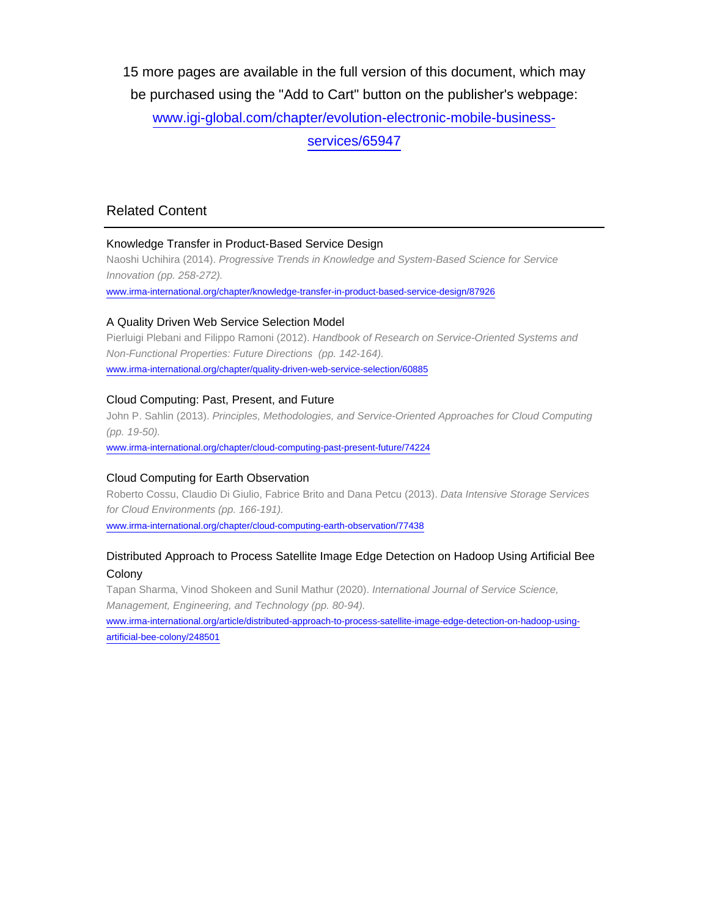15 more pages are available in the full version of this document, which may be purchased using the "Add to Cart" button on the publisher's webpage: [www.igi-global.com/chapter/evolution-electronic-mobile-business-services/65947](www.igi-global.com/chapter/evolution-electronic-mobile-business-services/65947)

## Related Content

**Knowledge Transfer in Product-Based Service Design**
Naoshi Uchihira (2014). *Progressive Trends in Knowledge and System-Based Science for Service Innovation (pp. 258-272).*
[www.irma-international.org/chapter/knowledge-transfer-in-product-based-service-design/87926](www.irma-international.org/chapter/knowledge-transfer-in-product-based-service-design/87926)

**A Quality Driven Web Service Selection Model**
Pierluigi Plebani and Filippo Ramoni (2012). *Handbook of Research on Service-Oriented Systems and Non-Functional Properties: Future Directions (pp. 142-164).*
[www.irma-international.org/chapter/quality-driven-web-service-selection/60885](www.irma-international.org/chapter/quality-driven-web-service-selection/60885)

**Cloud Computing: Past, Present, and Future**
John P. Sahlin (2013). *Principles, Methodologies, and Service-Oriented Approaches for Cloud Computing (pp. 19-50).*
[www.irma-international.org/chapter/cloud-computing-past-present-future/74224](www.irma-international.org/chapter/cloud-computing-past-present-future/74224)

**Cloud Computing for Earth Observation**
Roberto Cossu, Claudio Di Giulio, Fabrice Brito and Dana Petcu (2013). *Data Intensive Storage Services for Cloud Environments (pp. 166-191).*
[www.irma-international.org/chapter/cloud-computing-earth-observation/77438](www.irma-international.org/chapter/cloud-computing-earth-observation/77438)

**Distributed Approach to Process Satellite Image Edge Detection on Hadoop Using Artificial Bee Colony**
Tapan Sharma, Vinod Shokeen and Sunil Mathur (2020). *International Journal of Service Science, Management, Engineering, and Technology (pp. 80-94).*
[www.irma-international.org/article/distributed-approach-to-process-satellite-image-edge-detection-on-hadoop-using-artificial-bee-colony/248501](www.irma-international.org/article/distributed-approach-to-process-satellite-image-edge-detection-on-hadoop-using-artificial-bee-colony/248501)